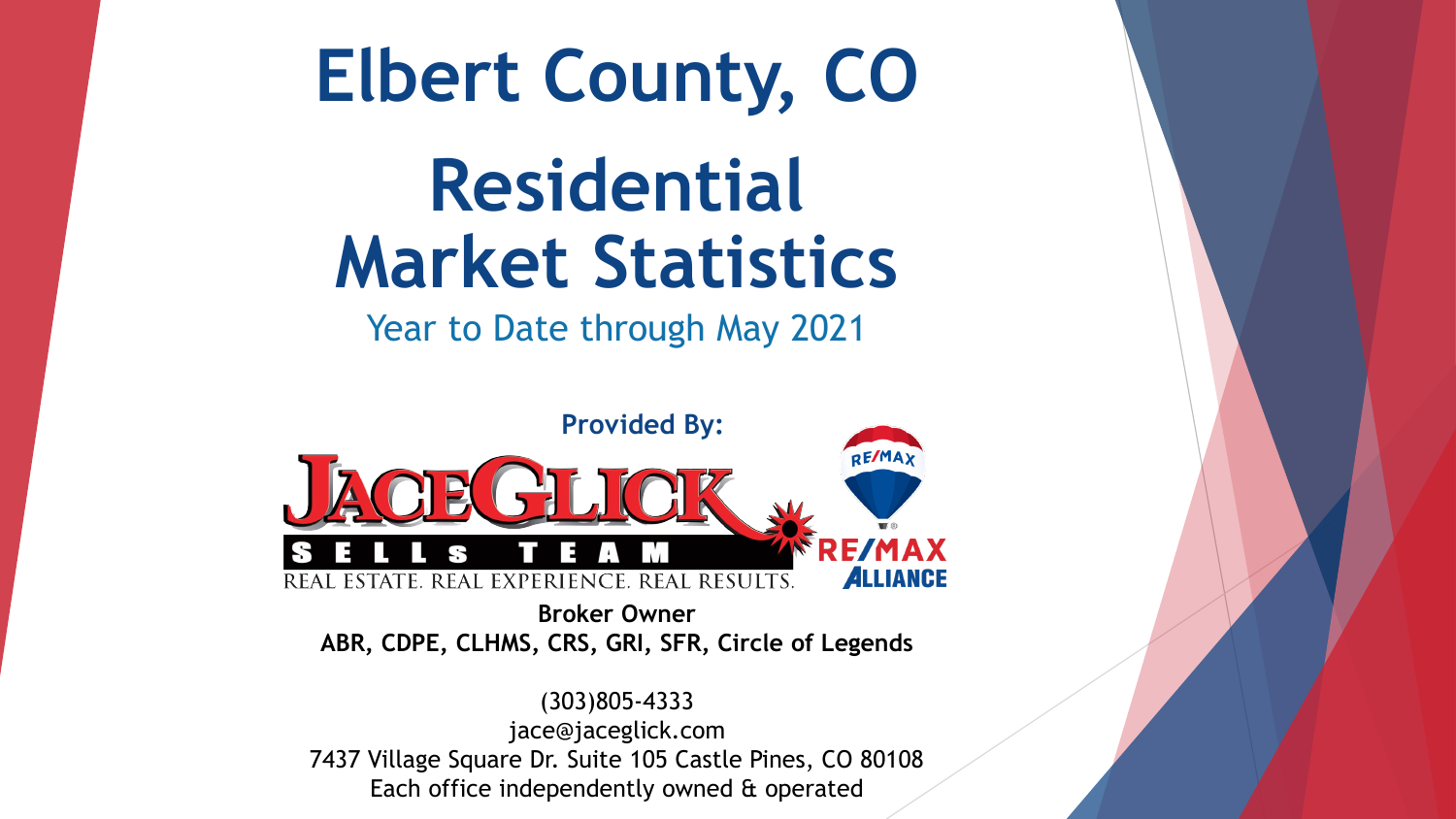# Elbert County, CO

# Residential Market Statistics

Year to Date through May 2021

**Provided By:**

JACE GLICK SELLS TEAM

REAL ESTATE. REAL EXPERIENCE. REAL RESULTS.

RE/MAX ALLIANCE

**Broker Owner**

**ABR, CDPE, CLHMS, CRS, GRI, SFR, Circle of Legends**

(303)805-4333

jace@jaceglick.com

7437 Village Square Dr. Suite 105 Castle Pines, CO 80108

Each office independently owned & operated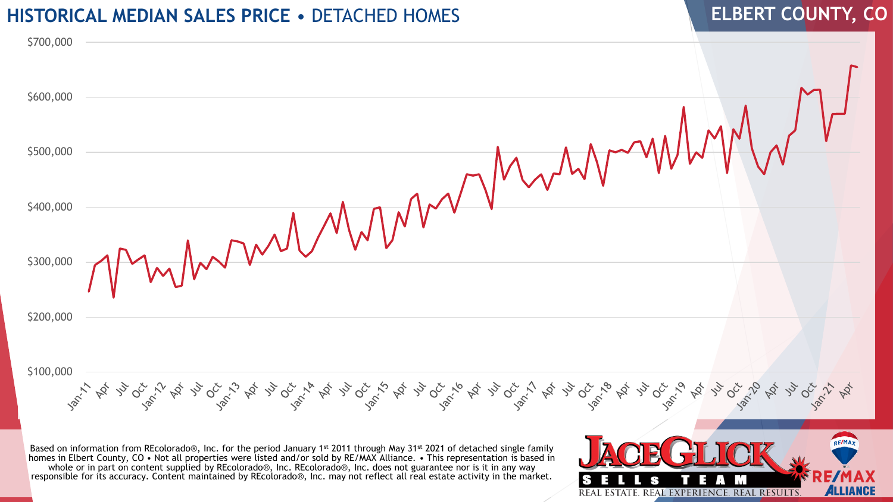# HISTORICAL MEDIAN SALES PRICE • DETACHED HOMES

## ELBERT COUNTY, CO

$700,000

$600,000

$500,000

$400,000

$300,000

$200,000

$100,000

Jan-11 Apr Jul Oct Jan-12 Apr Jul Oct Jan-13 Apr Jul Oct Jan-14 Apr Jul Oct Jan-15 Apr Jul Oct Jan-16 Apr Jul Oct Jan-17 Apr Jul Oct Jan-18 Apr Jul Oct Jan-19 Apr Jul Oct Jan-20 Apr Jul Oct Jan-21 Apr

Based on information from REcolorado®, Inc. for the period January 1st 2011 through May 31st 2021 of detached single family homes in Elbert County, CO • Not all properties were listed and/or sold by RE/MAX Alliance. • This representation is based in whole or in part on content supplied by REcolorado®, Inc. REcolorado®, Inc. does not guarantee nor is it in any way responsible for its accuracy. Content maintained by REcolorado®, Inc. may not reflect all real estate activity in the market.

JACE GLICK SELLS TEAM

REAL ESTATE. REAL EXPERIENCE. REAL RESULTS.

RE/MAX ALLIANCE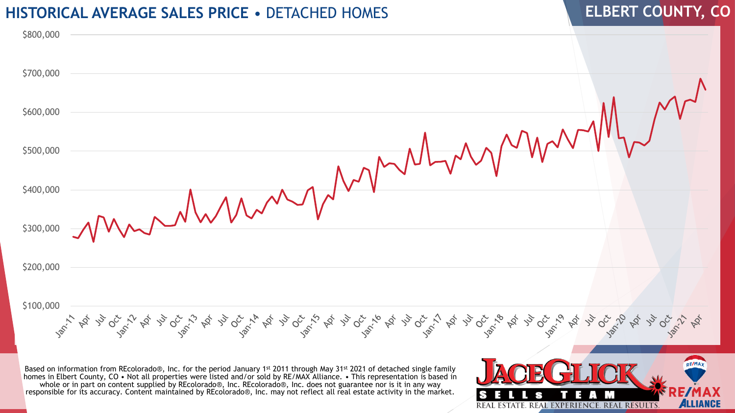# HISTORICAL AVERAGE SALES PRICE • DETACHED HOMES

## ELBERT COUNTY, CO

$800,000
$700,000
$600,000
$500,000
$400,000
$300,000
$200,000
$100,000

Jan-11 Apr Jul Oct Jan-12 Apr Jul Oct Jan-13 Apr Jul Oct Jan-14 Apr Jul Oct Jan-15 Apr Jul Oct Jan-16 Apr Jul Oct Jan-17 Apr Jul Oct Jan-18 Apr Jul Oct Jan-19 Apr Jul Oct Jan-20 Apr Jul Oct Jan-21 Apr

Based on information from REcolorado®, Inc. for the period January 1st 2011 through May 31st 2021 of detached single family homes in Elbert County, CO • Not all properties were listed and/or sold by RE/MAX Alliance. • This representation is based in whole or in part on content supplied by REcolorado®, Inc. REcolorado®, Inc. does not guarantee nor is it in any way responsible for its accuracy. Content maintained by REcolorado®, Inc. may not reflect all real estate activity in the market.

JACE GLICK SELLS TEAM

REAL ESTATE. REAL EXPERIENCE. REAL RESULTS.

RE/MAX ALLIANCE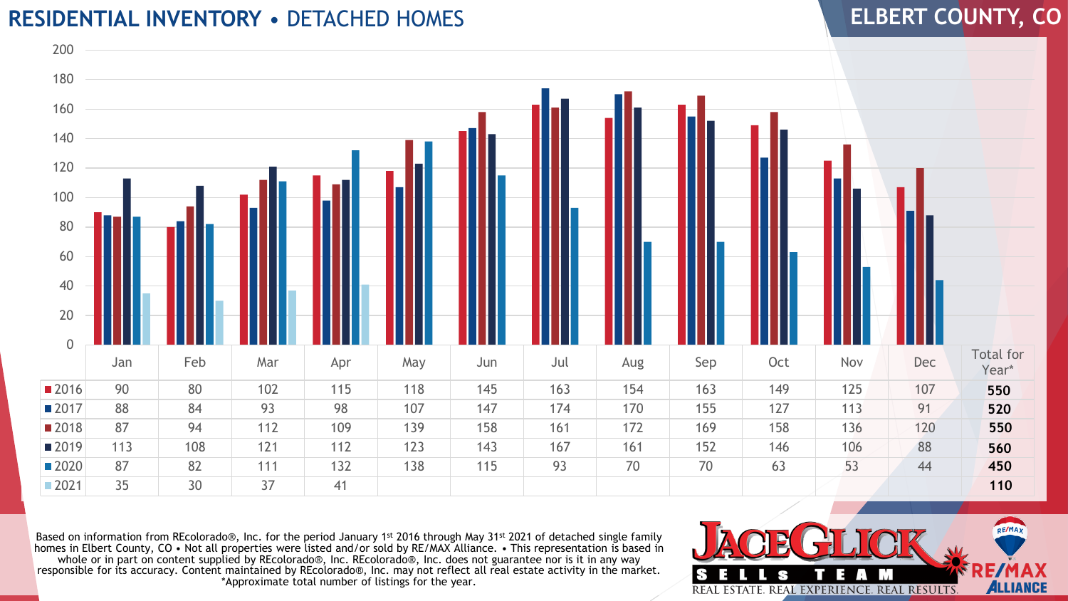# RESIDENTIAL INVENTORY • DETACHED HOMES

## ELBERT COUNTY, CO

| | Jan | Feb | Mar | Apr | May | Jun | Jul | Aug | Sep | Oct | Nov | Dec | Total for Year* |
|---|---|---|---|---|---|---|---|---|---|---|---|---|---|
| 2016 | 90 | 80 | 102 | 115 | 118 | 145 | 163 | 154 | 163 | 149 | 125 | 107 | **550** |
| 2017 | 88 | 84 | 93 | 98 | 107 | 147 | 174 | 170 | 155 | 127 | 113 | 91 | **520** |
| 2018 | 87 | 94 | 112 | 109 | 139 | 158 | 161 | 172 | 169 | 158 | 136 | 120 | **550** |
| 2019 | 113 | 108 | 121 | 112 | 123 | 143 | 167 | 161 | 152 | 146 | 106 | 88 | **560** |
| 2020 | 87 | 82 | 111 | 132 | 138 | 115 | 93 | 70 | 70 | 63 | 53 | 44 | **450** |
| 2021 | 35 | 30 | 37 | 41 | | | | | | | | | **110** |

Based on information from REcolorado®, Inc. for the period January 1st 2016 through May 31st 2021 of detached single family homes in Elbert County, CO • Not all properties were listed and/or sold by RE/MAX Alliance. • This representation is based in whole or in part on content supplied by REcolorado®, Inc. REcolorado®, Inc. does not guarantee nor is it in any way responsible for its accuracy. Content maintained by REcolorado®, Inc. may not reflect all real estate activity in the market. *Approximate total number of listings for the year.

JACE GLICK SELLS TEAM — REAL ESTATE. REAL EXPERIENCE. REAL RESULTS.

RE/MAX ALLIANCE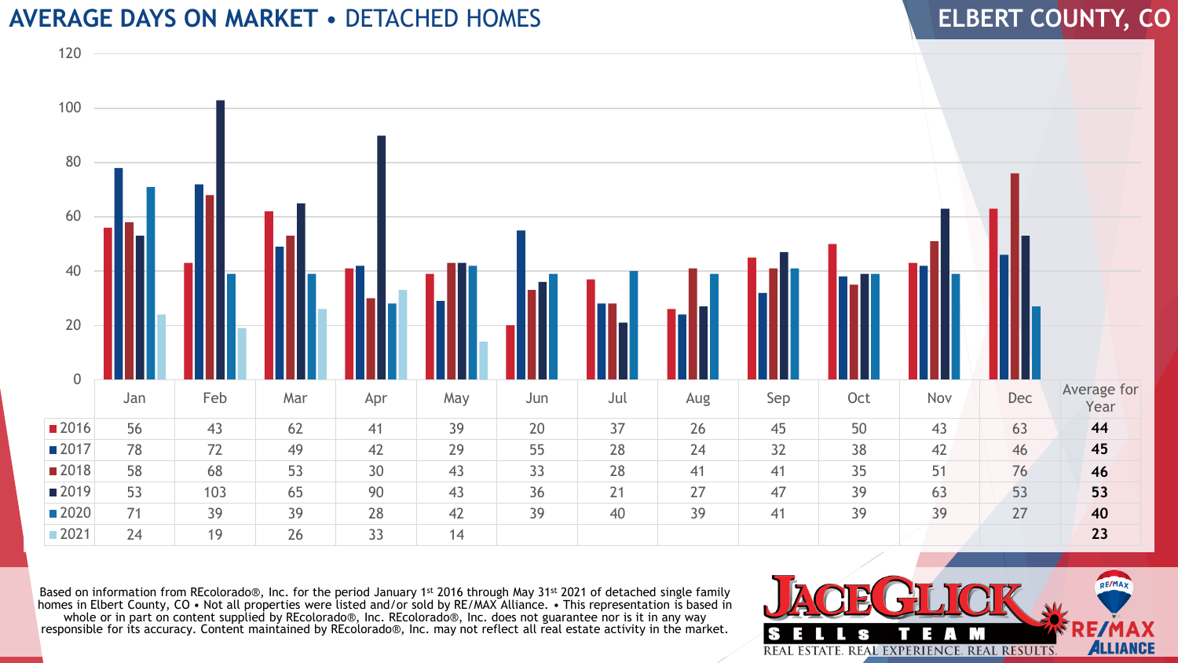# AVERAGE DAYS ON MARKET • DETACHED HOMES

## ELBERT COUNTY, CO

| | Jan | Feb | Mar | Apr | May | Jun | Jul | Aug | Sep | Oct | Nov | Dec | Average for Year |
|---|---|---|---|---|---|---|---|---|---|---|---|---|---|
| 2016 | 56 | 43 | 62 | 41 | 39 | 20 | 37 | 26 | 45 | 50 | 43 | 63 | **44** |
| 2017 | 78 | 72 | 49 | 42 | 29 | 55 | 28 | 24 | 32 | 38 | 42 | 46 | **45** |
| 2018 | 58 | 68 | 53 | 30 | 43 | 33 | 28 | 41 | 41 | 35 | 51 | 76 | **46** |
| 2019 | 53 | 103 | 65 | 90 | 43 | 36 | 21 | 27 | 47 | 39 | 63 | 53 | **53** |
| 2020 | 71 | 39 | 39 | 28 | 42 | 39 | 40 | 39 | 41 | 39 | 39 | 27 | **40** |
| 2021 | 24 | 19 | 26 | 33 | 14 | | | | | | | | **23** |

Based on information from REcolorado®, Inc. for the period January 1st 2016 through May 31st 2021 of detached single family homes in Elbert County, CO • Not all properties were listed and/or sold by RE/MAX Alliance. • This representation is based in whole or in part on content supplied by REcolorado®, Inc. REcolorado®, Inc. does not guarantee nor is it in any way responsible for its accuracy. Content maintained by REcolorado®, Inc. may not reflect all real estate activity in the market.

JACE GLICK SELLS TEAM
REAL ESTATE. REAL EXPERIENCE. REAL RESULTS.

RE/MAX ALLIANCE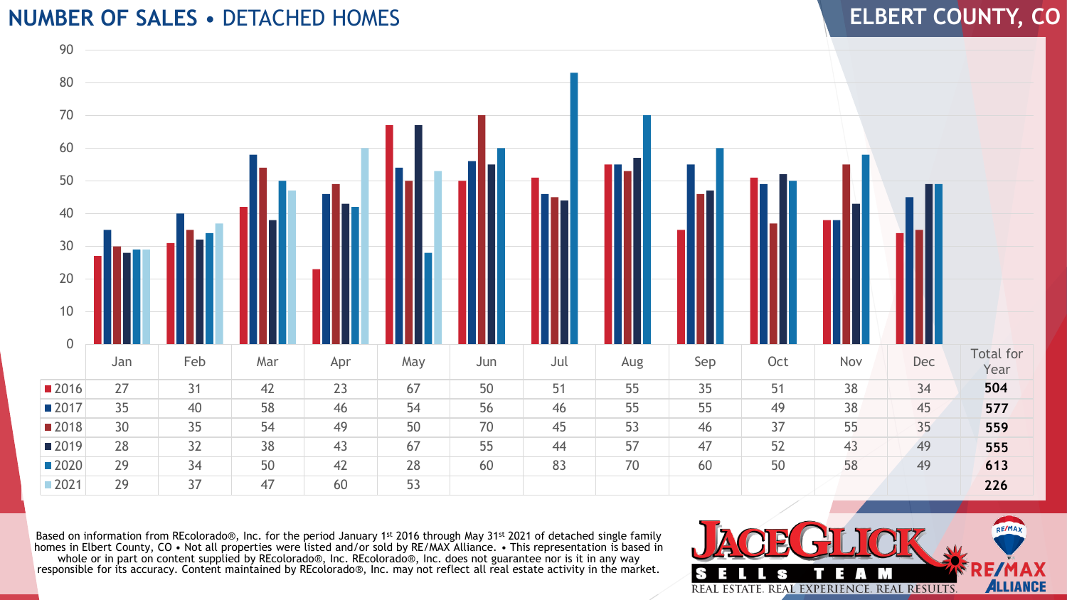# NUMBER OF SALES • DETACHED HOMES

## ELBERT COUNTY, CO

| | Jan | Feb | Mar | Apr | May | Jun | Jul | Aug | Sep | Oct | Nov | Dec | Total for Year |
|---|---|---|---|---|---|---|---|---|---|---|---|---|---|
| 2016 | 27 | 31 | 42 | 23 | 67 | 50 | 51 | 55 | 35 | 51 | 38 | 34 | **504** |
| 2017 | 35 | 40 | 58 | 46 | 54 | 56 | 46 | 55 | 55 | 49 | 38 | 45 | **577** |
| 2018 | 30 | 35 | 54 | 49 | 50 | 70 | 45 | 53 | 46 | 37 | 55 | 35 | **559** |
| 2019 | 28 | 32 | 38 | 43 | 67 | 55 | 44 | 57 | 47 | 52 | 43 | 49 | **555** |
| 2020 | 29 | 34 | 50 | 42 | 28 | 60 | 83 | 70 | 60 | 50 | 58 | 49 | **613** |
| 2021 | 29 | 37 | 47 | 60 | 53 | | | | | | | | **226** |

Based on information from REcolorado®, Inc. for the period January 1st 2016 through May 31st 2021 of detached single family homes in Elbert County, CO • Not all properties were listed and/or sold by RE/MAX Alliance. • This representation is based in whole or in part on content supplied by REcolorado®, Inc. REcolorado®, Inc. does not guarantee nor is it in any way responsible for its accuracy. Content maintained by REcolorado®, Inc. may not reflect all real estate activity in the market.

JACE GLICK SELLS TEAM
REAL ESTATE. REAL EXPERIENCE. REAL RESULTS.

RE/MAX ALLIANCE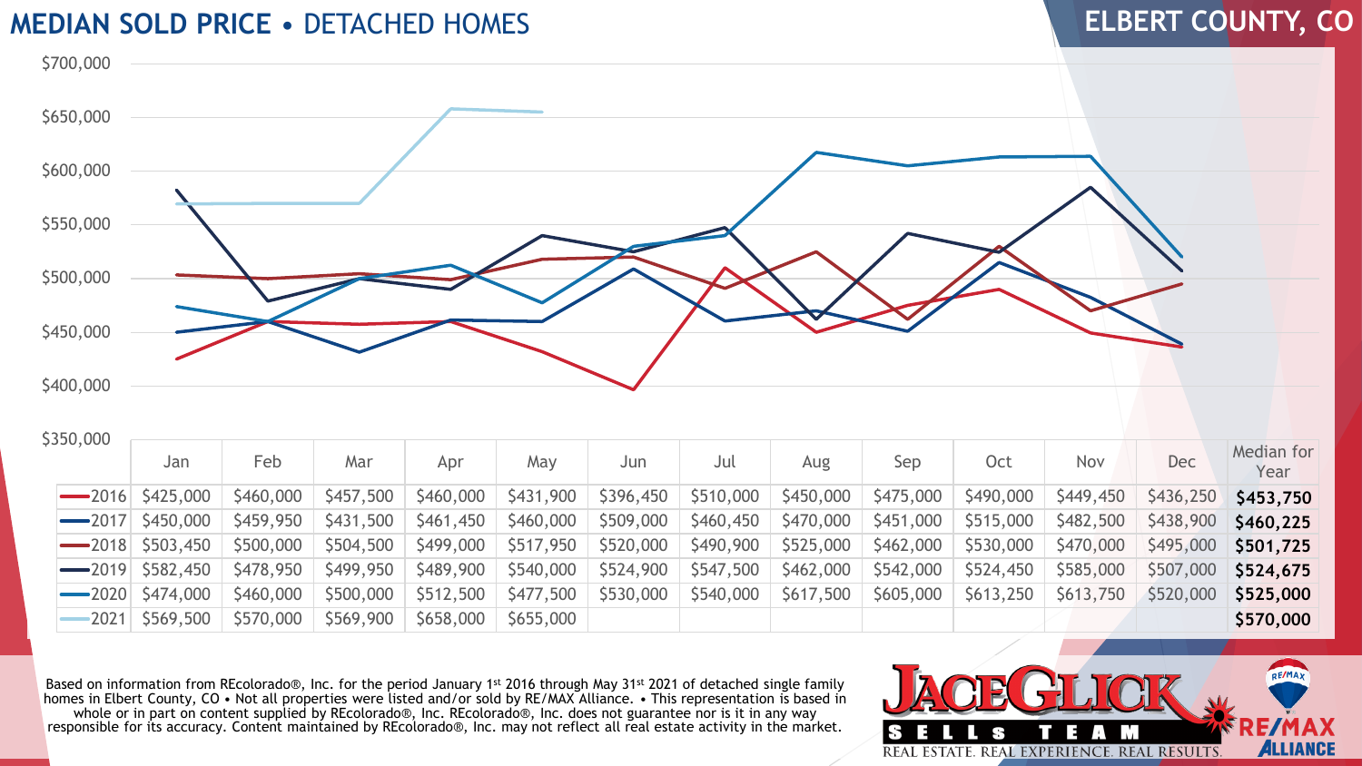# MEDIAN SOLD PRICE • DETACHED HOMES

## ELBERT COUNTY, CO

| | Jan | Feb | Mar | Apr | May | Jun | Jul | Aug | Sep | Oct | Nov | Dec | Median for Year |
|---|---|---|---|---|---|---|---|---|---|---|---|---|---|
| 2016 | $425,000 | $460,000 | $457,500 | $460,000 | $431,900 | $396,450 | $510,000 | $450,000 | $475,000 | $490,000 | $449,450 | $436,250 | **$453,750** |
| 2017 | $450,000 | $459,950 | $431,500 | $461,450 | $460,000 | $509,000 | $460,450 | $470,000 | $451,000 | $515,000 | $482,500 | $438,900 | **$460,225** |
| 2018 | $503,450 | $500,000 | $504,500 | $499,000 | $517,950 | $520,000 | $490,900 | $525,000 | $462,000 | $530,000 | $470,000 | $495,000 | **$501,725** |
| 2019 | $582,450 | $478,950 | $499,950 | $489,900 | $540,000 | $524,900 | $547,500 | $462,000 | $542,000 | $524,450 | $585,000 | $507,000 | **$524,675** |
| 2020 | $474,000 | $460,000 | $500,000 | $512,500 | $477,500 | $530,000 | $540,000 | $617,500 | $605,000 | $613,250 | $613,750 | $520,000 | **$525,000** |
| 2021 | $569,500 | $570,000 | $569,900 | $658,000 | $655,000 | | | | | | | | **$570,000** |

Based on information from REcolorado®, Inc. for the period January 1st 2016 through May 31st 2021 of detached single family homes in Elbert County, CO • Not all properties were listed and/or sold by RE/MAX Alliance. • This representation is based in whole or in part on content supplied by REcolorado®, Inc. REcolorado®, Inc. does not guarantee nor is it in any way responsible for its accuracy. Content maintained by REcolorado®, Inc. may not reflect all real estate activity in the market.

JACE GLICK SELLS TEAM
REAL ESTATE. REAL EXPERIENCE. REAL RESULTS.

RE/MAX ALLIANCE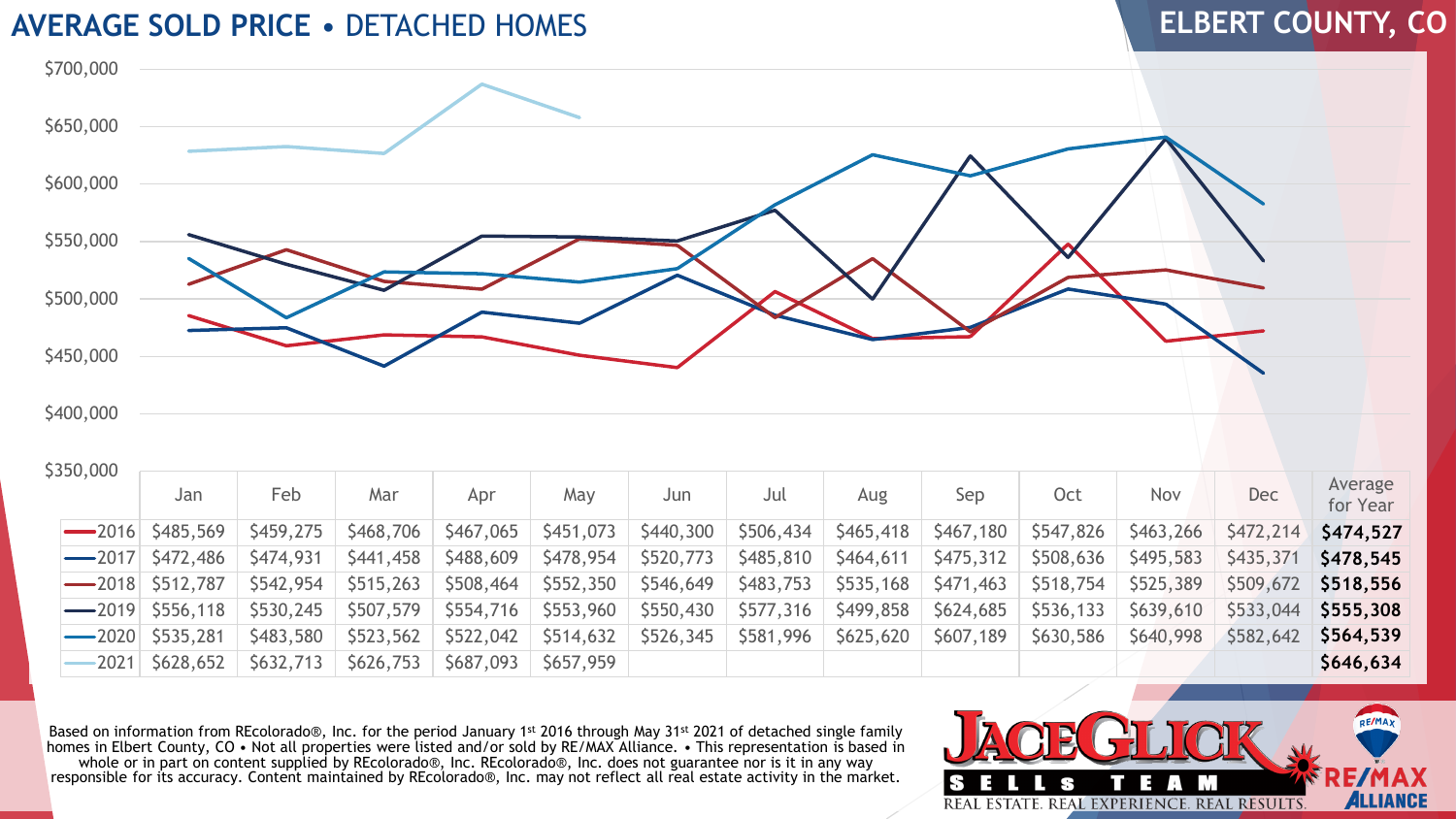# AVERAGE SOLD PRICE • DETACHED HOMES

## ELBERT COUNTY, CO

| | Jan | Feb | Mar | Apr | May | Jun | Jul | Aug | Sep | Oct | Nov | Dec | Average for Year |
|---|---|---|---|---|---|---|---|---|---|---|---|---|---|
| 2016 | $485,569 | $459,275 | $468,706 | $467,065 | $451,073 | $440,300 | $506,434 | $465,418 | $467,180 | $547,826 | $463,266 | $472,214 | **$474,527** |
| 2017 | $472,486 | $474,931 | $441,458 | $488,609 | $478,954 | $520,773 | $485,810 | $464,611 | $475,312 | $508,636 | $495,583 | $435,371 | **$478,545** |
| 2018 | $512,787 | $542,954 | $515,263 | $508,464 | $552,350 | $546,649 | $483,753 | $535,168 | $471,463 | $518,754 | $525,389 | $509,672 | **$518,556** |
| 2019 | $556,118 | $530,245 | $507,579 | $554,716 | $553,960 | $550,430 | $577,316 | $499,858 | $624,685 | $536,133 | $639,610 | $533,044 | **$555,308** |
| 2020 | $535,281 | $483,580 | $523,562 | $522,042 | $514,632 | $526,345 | $581,996 | $625,620 | $607,189 | $630,586 | $640,998 | $582,642 | **$564,539** |
| 2021 | $628,652 | $632,713 | $626,753 | $687,093 | $657,959 | | | | | | | | **$646,634** |

Based on information from REcolorado®, Inc. for the period January 1st 2016 through May 31st 2021 of detached single family homes in Elbert County, CO • Not all properties were listed and/or sold by RE/MAX Alliance. • This representation is based in whole or in part on content supplied by REcolorado®, Inc. REcolorado®, Inc. does not guarantee nor is it in any way responsible for its accuracy. Content maintained by REcolorado®, Inc. may not reflect all real estate activity in the market.

JACE GLICK SELLS TEAM — REAL ESTATE. REAL EXPERIENCE. REAL RESULTS.

RE/MAX ALLIANCE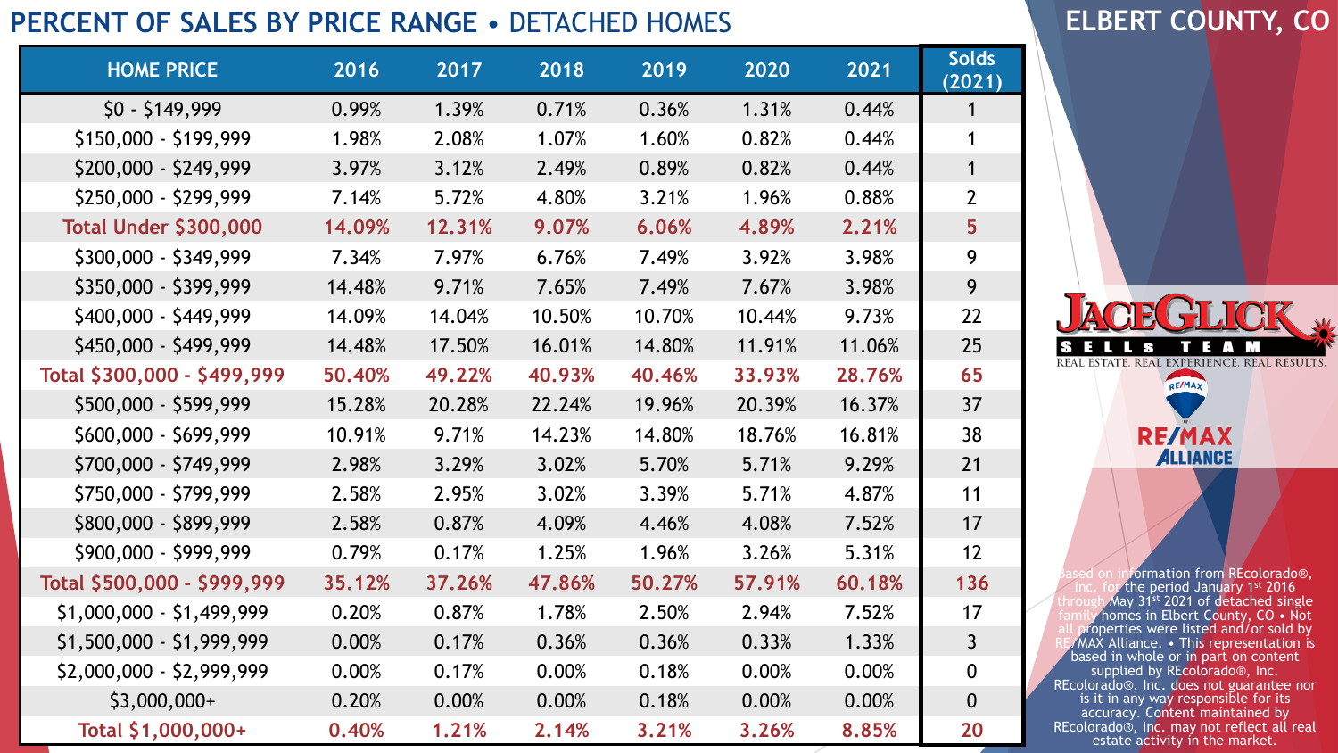# PERCENT OF SALES BY PRICE RANGE • DETACHED HOMES

## ELBERT COUNTY, CO

| HOME PRICE | 2016 | 2017 | 2018 | 2019 | 2020 | 2021 | Solds (2021) |
|---|---|---|---|---|---|---|---|
| $0 - $149,999 | 0.99% | 1.39% | 0.71% | 0.36% | 1.31% | 0.44% | 1 |
| $150,000 - $199,999 | 1.98% | 2.08% | 1.07% | 1.60% | 0.82% | 0.44% | 1 |
| $200,000 - $249,999 | 3.97% | 3.12% | 2.49% | 0.89% | 0.82% | 0.44% | 1 |
| $250,000 - $299,999 | 7.14% | 5.72% | 4.80% | 3.21% | 1.96% | 0.88% | 2 |
| **Total Under $300,000** | **14.09%** | **12.31%** | **9.07%** | **6.06%** | **4.89%** | **2.21%** | **5** |
| $300,000 - $349,999 | 7.34% | 7.97% | 6.76% | 7.49% | 3.92% | 3.98% | 9 |
| $350,000 - $399,999 | 14.48% | 9.71% | 7.65% | 7.49% | 7.67% | 3.98% | 9 |
| $400,000 - $449,999 | 14.09% | 14.04% | 10.50% | 10.70% | 10.44% | 9.73% | 22 |
| $450,000 - $499,999 | 14.48% | 17.50% | 16.01% | 14.80% | 11.91% | 11.06% | 25 |
| **Total $300,000 - $499,999** | **50.40%** | **49.22%** | **40.93%** | **40.46%** | **33.93%** | **28.76%** | **65** |
| $500,000 - $599,999 | 15.28% | 20.28% | 22.24% | 19.96% | 20.39% | 16.37% | 37 |
| $600,000 - $699,999 | 10.91% | 9.71% | 14.23% | 14.80% | 18.76% | 16.81% | 38 |
| $700,000 - $749,999 | 2.98% | 3.29% | 3.02% | 5.70% | 5.71% | 9.29% | 21 |
| $750,000 - $799,999 | 2.58% | 2.95% | 3.02% | 3.39% | 5.71% | 4.87% | 11 |
| $800,000 - $899,999 | 2.58% | 0.87% | 4.09% | 4.46% | 4.08% | 7.52% | 17 |
| $900,000 - $999,999 | 0.79% | 0.17% | 1.25% | 1.96% | 3.26% | 5.31% | 12 |
| **Total $500,000 - $999,999** | **35.12%** | **37.26%** | **47.86%** | **50.27%** | **57.91%** | **60.18%** | **136** |
| $1,000,000 - $1,499,999 | 0.20% | 0.87% | 1.78% | 2.50% | 2.94% | 7.52% | 17 |
| $1,500,000 - $1,999,999 | 0.00% | 0.17% | 0.36% | 0.36% | 0.33% | 1.33% | 3 |
| $2,000,000 - $2,999,999 | 0.00% | 0.17% | 0.00% | 0.18% | 0.00% | 0.00% | 0 |
| $3,000,000+ | 0.20% | 0.00% | 0.00% | 0.18% | 0.00% | 0.00% | 0 |
| **Total $1,000,000+** | **0.40%** | **1.21%** | **2.14%** | **3.21%** | **3.26%** | **8.85%** | **20** |

JACE GLICK SELLS TEAM
REAL ESTATE. REAL EXPERIENCE. REAL RESULTS.

RE/MAX ALLIANCE

Based on information from REcolorado®, Inc. for the period January 1st 2016 through May 31st 2021 of detached single family homes in Elbert County, CO • Not all properties were listed and/or sold by RE/MAX Alliance. • This representation is based in whole or in part on content supplied by REcolorado®, Inc. REcolorado®, Inc. does not guarantee nor is it in any way responsible for its accuracy. Content maintained by REcolorado®, Inc. may not reflect all real estate activity in the market.